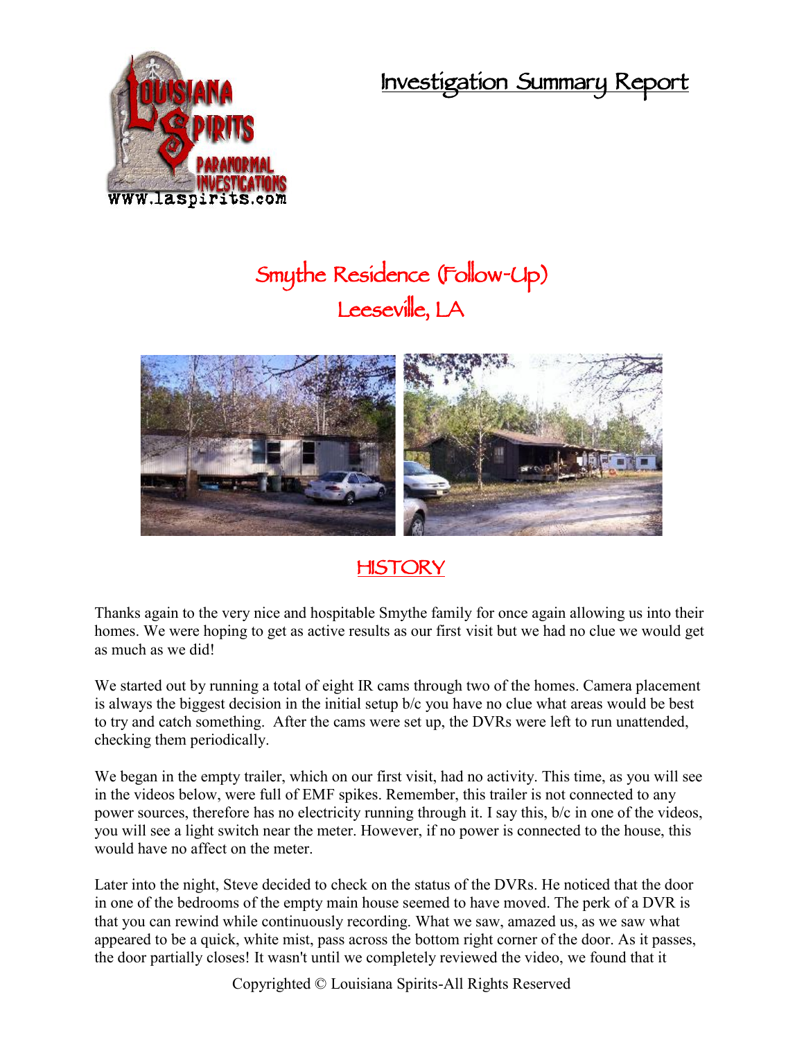# Investigation Summary Report

## Smythe Residence (Follow-Up)
## Leeseville, LA

## HISTORY

Thanks again to the very nice and hospitable Smythe family for once again allowing us into their homes. We were hoping to get as active results as our first visit but we had no clue we would get as much as we did!

We started out by running a total of eight IR cams through two of the homes. Camera placement is always the biggest decision in the initial setup b/c you have no clue what areas would be best to try and catch something. After the cams were set up, the DVRs were left to run unattended, checking them periodically.

We began in the empty trailer, which on our first visit, had no activity. This time, as you will see in the videos below, were full of EMF spikes. Remember, this trailer is not connected to any power sources, therefore has no electricity running through it. I say this, b/c in one of the videos, you will see a light switch near the meter. However, if no power is connected to the house, this would have no affect on the meter.

Later into the night, Steve decided to check on the status of the DVRs. He noticed that the door in one of the bedrooms of the empty main house seemed to have moved. The perk of a DVR is that you can rewind while continuously recording. What we saw, amazed us, as we saw what appeared to be a quick, white mist, pass across the bottom right corner of the door. As it passes, the door partially closes! It wasn't until we completely reviewed the video, we found that it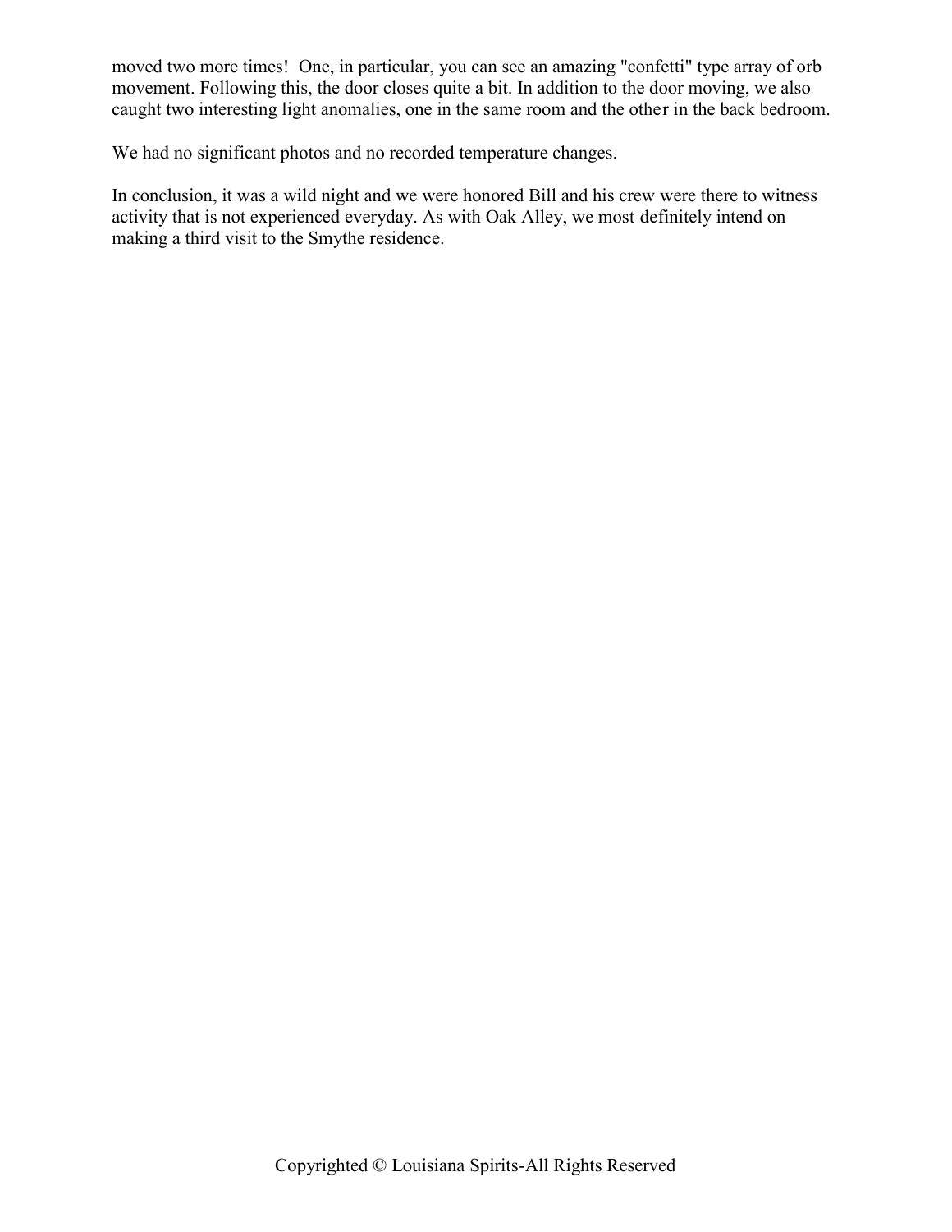moved two more times! One, in particular, you can see an amazing "confetti" type array of orb movement. Following this, the door closes quite a bit. In addition to the door moving, we also caught two interesting light anomalies, one in the same room and the other in the back bedroom.

We had no significant photos and no recorded temperature changes.

In conclusion, it was a wild night and we were honored Bill and his crew were there to witness activity that is not experienced everyday. As with Oak Alley, we most definitely intend on making a third visit to the Smythe residence.

Copyrighted © Louisiana Spirits-All Rights Reserved